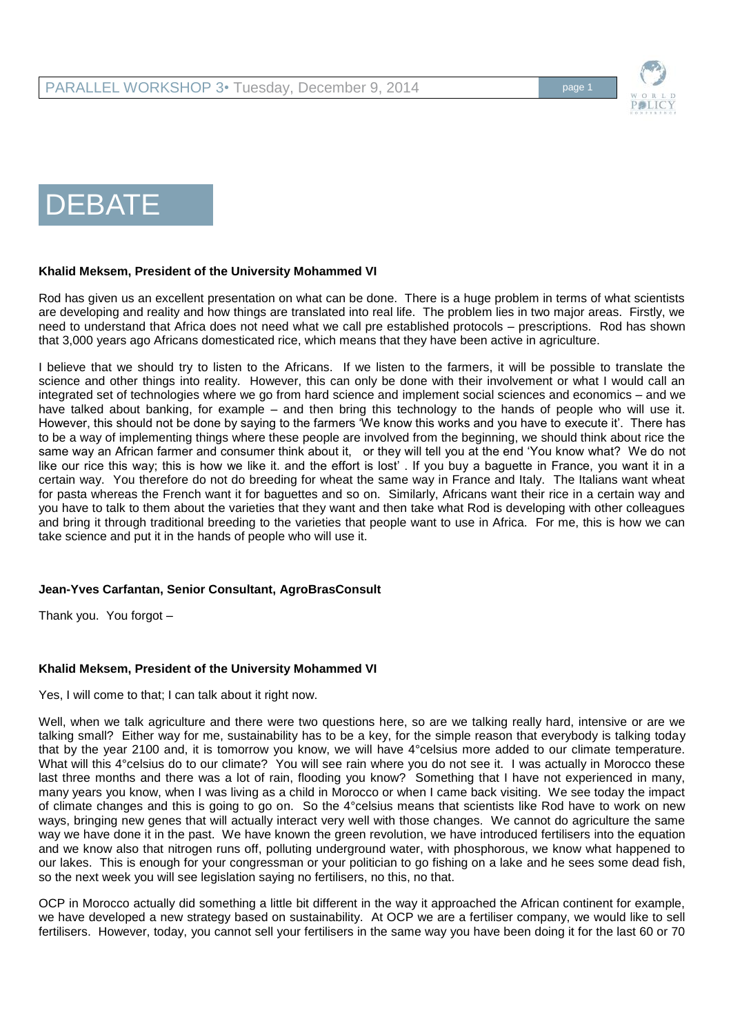# DEBATE

**Khalid Meksem, President of the University Mohammed VI**

Rod has given us an excellent presentation on what can be done. There is a huge problem in terms of what scientists are developing and reality and how things are translated into real life. The problem lies in two major areas. Firstly, we need to understand that Africa does not need what we call pre established protocols – prescriptions. Rod has shown that 3,000 years ago Africans domesticated rice, which means that they have been active in agriculture.

I believe that we should try to listen to the Africans. If we listen to the farmers, it will be possible to translate the science and other things into reality. However, this can only be done with their involvement or what I would call an integrated set of technologies where we go from hard science and implement social sciences and economics – and we have talked about banking, for example – and then bring this technology to the hands of people who will use it. However, this should not be done by saying to the farmers 'We know this works and you have to execute it'. There has to be a way of implementing things where these people are involved from the beginning, we should think about rice the same way an African farmer and consumer think about it, or they will tell you at the end 'You know what? We do not like our rice this way; this is how we like it. and the effort is lost' . If you buy a baguette in France, you want it in a certain way. You therefore do not do breeding for wheat the same way in France and Italy. The Italians want wheat for pasta whereas the French want it for baguettes and so on. Similarly, Africans want their rice in a certain way and you have to talk to them about the varieties that they want and then take what Rod is developing with other colleagues and bring it through traditional breeding to the varieties that people want to use in Africa. For me, this is how we can take science and put it in the hands of people who will use it.

**Jean-Yves Carfantan, Senior Consultant, AgroBrasConsult**

Thank you. You forgot –

**Khalid Meksem, President of the University Mohammed VI**

Yes, I will come to that; I can talk about it right now.

Well, when we talk agriculture and there were two questions here, so are we talking really hard, intensive or are we talking small? Either way for me, sustainability has to be a key, for the simple reason that everybody is talking today that by the year 2100 and, it is tomorrow you know, we will have 4°celsius more added to our climate temperature. What will this 4°celsius do to our climate? You will see rain where you do not see it. I was actually in Morocco these last three months and there was a lot of rain, flooding you know? Something that I have not experienced in many, many years you know, when I was living as a child in Morocco or when I came back visiting. We see today the impact of climate changes and this is going to go on. So the 4°celsius means that scientists like Rod have to work on new ways, bringing new genes that will actually interact very well with those changes. We cannot do agriculture the same way we have done it in the past. We have known the green revolution, we have introduced fertilisers into the equation and we know also that nitrogen runs off, polluting underground water, with phosphorous, we know what happened to our lakes. This is enough for your congressman or your politician to go fishing on a lake and he sees some dead fish, so the next week you will see legislation saying no fertilisers, no this, no that.

OCP in Morocco actually did something a little bit different in the way it approached the African continent for example, we have developed a new strategy based on sustainability. At OCP we are a fertiliser company, we would like to sell fertilisers. However, today, you cannot sell your fertilisers in the same way you have been doing it for the last 60 or 70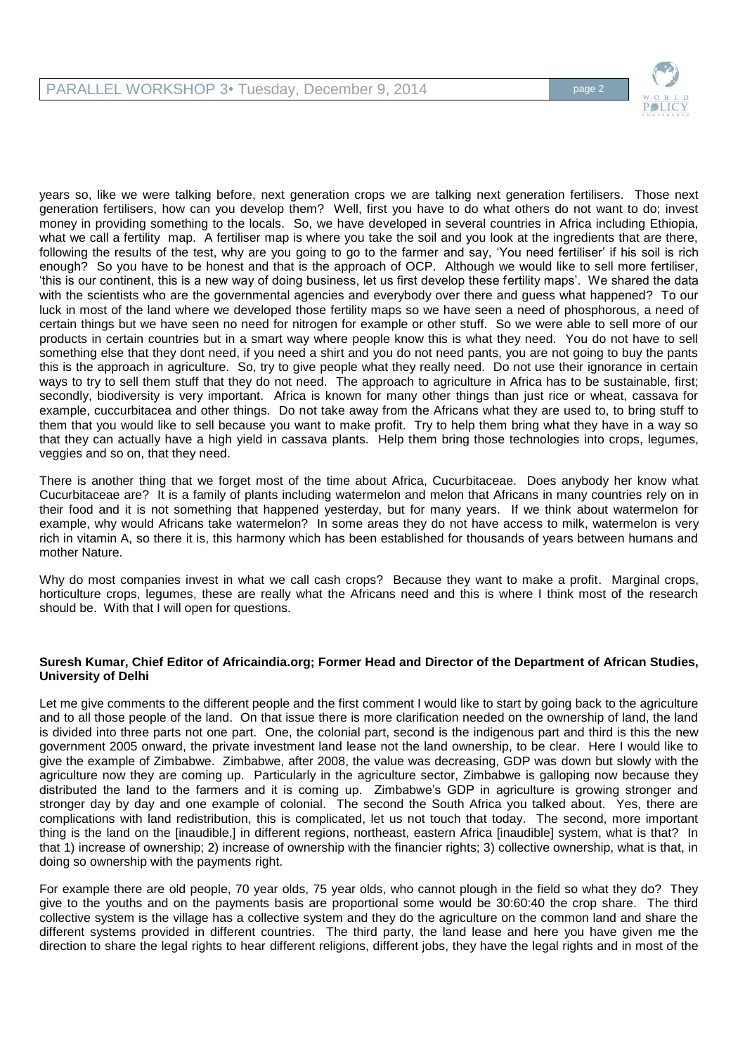years so, like we were talking before, next generation crops we are talking next generation fertilisers. Those next generation fertilisers, how can you develop them? Well, first you have to do what others do not want to do; invest money in providing something to the locals. So, we have developed in several countries in Africa including Ethiopia, what we call a fertility map. A fertiliser map is where you take the soil and you look at the ingredients that are there, following the results of the test, why are you going to go to the farmer and say, 'You need fertiliser' if his soil is rich enough? So you have to be honest and that is the approach of OCP. Although we would like to sell more fertiliser, 'this is our continent, this is a new way of doing business, let us first develop these fertility maps'. We shared the data with the scientists who are the governmental agencies and everybody over there and guess what happened? To our luck in most of the land where we developed those fertility maps so we have seen a need of phosphorous, a need of certain things but we have seen no need for nitrogen for example or other stuff. So we were able to sell more of our products in certain countries but in a smart way where people know this is what they need. You do not have to sell something else that they dont need, if you need a shirt and you do not need pants, you are not going to buy the pants this is the approach in agriculture. So, try to give people what they really need. Do not use their ignorance in certain ways to try to sell them stuff that they do not need. The approach to agriculture in Africa has to be sustainable, first; secondly, biodiversity is very important. Africa is known for many other things than just rice or wheat, cassava for example, cuccurbitacea and other things. Do not take away from the Africans what they are used to, to bring stuff to them that you would like to sell because you want to make profit. Try to help them bring what they have in a way so that they can actually have a high yield in cassava plants. Help them bring those technologies into crops, legumes, veggies and so on, that they need.

There is another thing that we forget most of the time about Africa, Cucurbitaceae. Does anybody her know what Cucurbitaceae are? It is a family of plants including watermelon and melon that Africans in many countries rely on in their food and it is not something that happened yesterday, but for many years. If we think about watermelon for example, why would Africans take watermelon? In some areas they do not have access to milk, watermelon is very rich in vitamin A, so there it is, this harmony which has been established for thousands of years between humans and mother Nature.

Why do most companies invest in what we call cash crops? Because they want to make a profit. Marginal crops, horticulture crops, legumes, these are really what the Africans need and this is where I think most of the research should be. With that I will open for questions.

**Suresh Kumar, Chief Editor of Africaindia.org; Former Head and Director of the Department of African Studies, University of Delhi**

Let me give comments to the different people and the first comment I would like to start by going back to the agriculture and to all those people of the land. On that issue there is more clarification needed on the ownership of land, the land is divided into three parts not one part. One, the colonial part, second is the indigenous part and third is this the new government 2005 onward, the private investment land lease not the land ownership, to be clear. Here I would like to give the example of Zimbabwe. Zimbabwe, after 2008, the value was decreasing, GDP was down but slowly with the agriculture now they are coming up. Particularly in the agriculture sector, Zimbabwe is galloping now because they distributed the land to the farmers and it is coming up. Zimbabwe's GDP in agriculture is growing stronger and stronger day by day and one example of colonial. The second the South Africa you talked about. Yes, there are complications with land redistribution, this is complicated, let us not touch that today. The second, more important thing is the land on the [inaudible,] in different regions, northeast, eastern Africa [inaudible] system, what is that? In that 1) increase of ownership; 2) increase of ownership with the financier rights; 3) collective ownership, what is that, in doing so ownership with the payments right.

For example there are old people, 70 year olds, 75 year olds, who cannot plough in the field so what they do? They give to the youths and on the payments basis are proportional some would be 30:60:40 the crop share. The third collective system is the village has a collective system and they do the agriculture on the common land and share the different systems provided in different countries. The third party, the land lease and here you have given me the direction to share the legal rights to hear different religions, different jobs, they have the legal rights and in most of the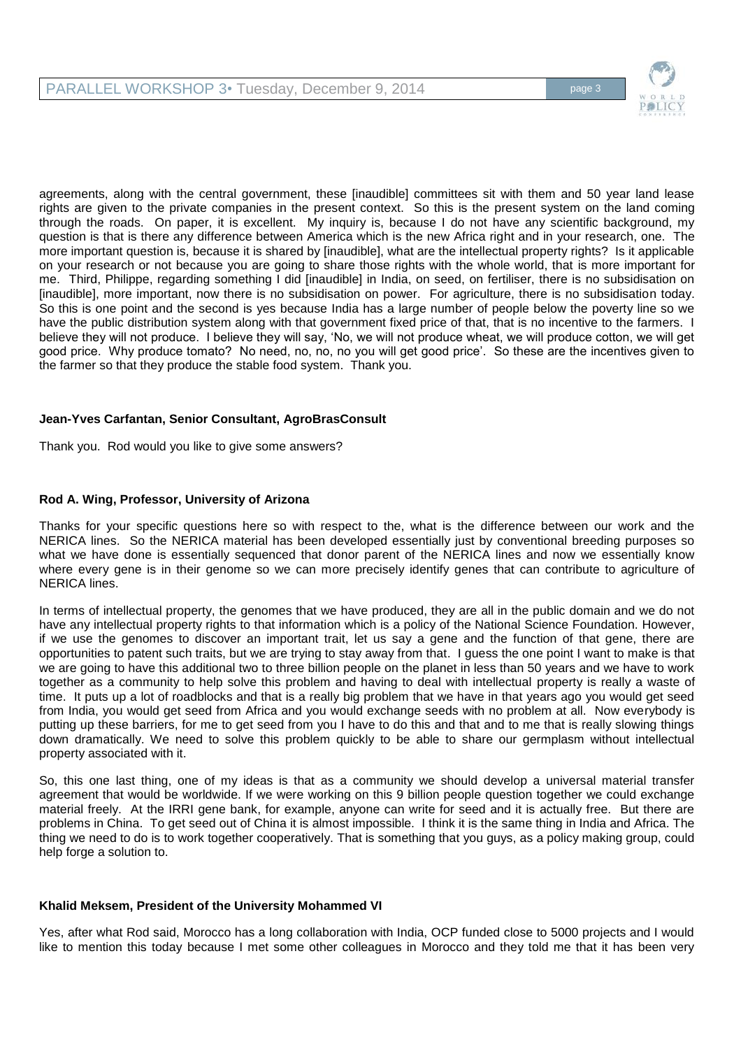agreements, along with the central government, these [inaudible] committees sit with them and 50 year land lease rights are given to the private companies in the present context. So this is the present system on the land coming through the roads. On paper, it is excellent. My inquiry is, because I do not have any scientific background, my question is that is there any difference between America which is the new Africa right and in your research, one. The more important question is, because it is shared by [inaudible], what are the intellectual property rights? Is it applicable on your research or not because you are going to share those rights with the whole world, that is more important for me. Third, Philippe, regarding something I did [inaudible] in India, on seed, on fertiliser, there is no subsidisation on [inaudible], more important, now there is no subsidisation on power. For agriculture, there is no subsidisation today. So this is one point and the second is yes because India has a large number of people below the poverty line so we have the public distribution system along with that government fixed price of that, that is no incentive to the farmers. I believe they will not produce. I believe they will say, 'No, we will not produce wheat, we will produce cotton, we will get good price. Why produce tomato? No need, no, no, no you will get good price'. So these are the incentives given to the farmer so that they produce the stable food system. Thank you.

**Jean-Yves Carfantan, Senior Consultant, AgroBrasConsult**

Thank you. Rod would you like to give some answers?

**Rod A. Wing, Professor, University of Arizona**

Thanks for your specific questions here so with respect to the, what is the difference between our work and the NERICA lines. So the NERICA material has been developed essentially just by conventional breeding purposes so what we have done is essentially sequenced that donor parent of the NERICA lines and now we essentially know where every gene is in their genome so we can more precisely identify genes that can contribute to agriculture of NERICA lines.

In terms of intellectual property, the genomes that we have produced, they are all in the public domain and we do not have any intellectual property rights to that information which is a policy of the National Science Foundation. However, if we use the genomes to discover an important trait, let us say a gene and the function of that gene, there are opportunities to patent such traits, but we are trying to stay away from that. I guess the one point I want to make is that we are going to have this additional two to three billion people on the planet in less than 50 years and we have to work together as a community to help solve this problem and having to deal with intellectual property is really a waste of time. It puts up a lot of roadblocks and that is a really big problem that we have in that years ago you would get seed from India, you would get seed from Africa and you would exchange seeds with no problem at all. Now everybody is putting up these barriers, for me to get seed from you I have to do this and that and to me that is really slowing things down dramatically. We need to solve this problem quickly to be able to share our germplasm without intellectual property associated with it.

So, this one last thing, one of my ideas is that as a community we should develop a universal material transfer agreement that would be worldwide. If we were working on this 9 billion people question together we could exchange material freely. At the IRRI gene bank, for example, anyone can write for seed and it is actually free. But there are problems in China. To get seed out of China it is almost impossible. I think it is the same thing in India and Africa. The thing we need to do is to work together cooperatively. That is something that you guys, as a policy making group, could help forge a solution to.

**Khalid Meksem, President of the University Mohammed VI**

Yes, after what Rod said, Morocco has a long collaboration with India, OCP funded close to 5000 projects and I would like to mention this today because I met some other colleagues in Morocco and they told me that it has been very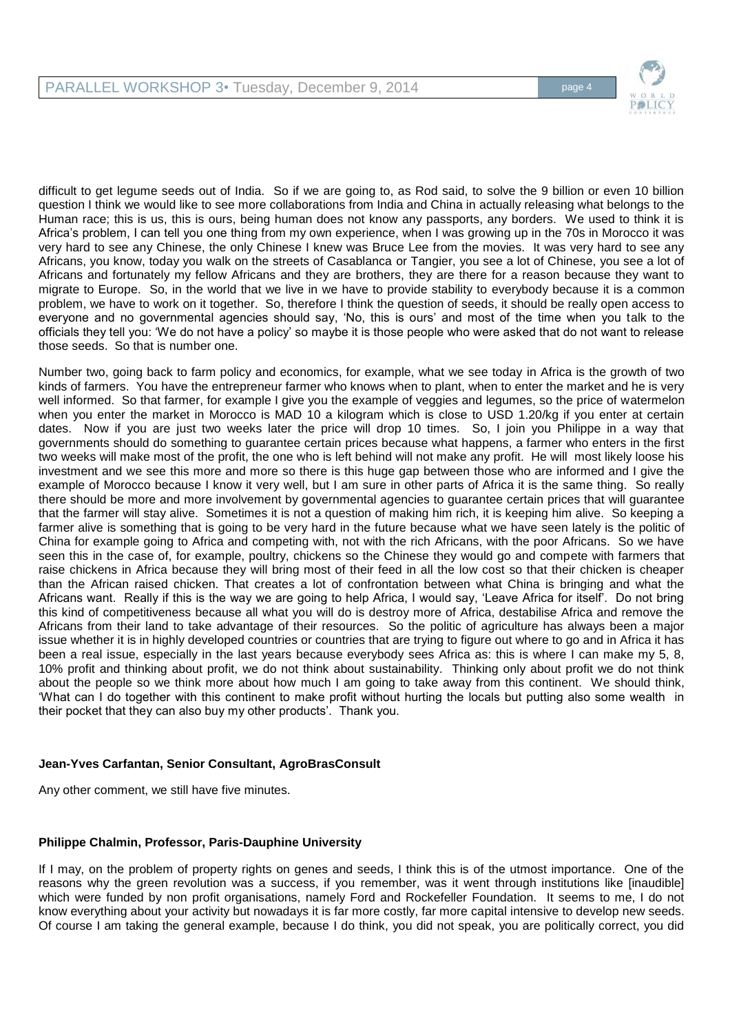difficult to get legume seeds out of India. So if we are going to, as Rod said, to solve the 9 billion or even 10 billion question I think we would like to see more collaborations from India and China in actually releasing what belongs to the Human race; this is us, this is ours, being human does not know any passports, any borders. We used to think it is Africa's problem, I can tell you one thing from my own experience, when I was growing up in the 70s in Morocco it was very hard to see any Chinese, the only Chinese I knew was Bruce Lee from the movies. It was very hard to see any Africans, you know, today you walk on the streets of Casablanca or Tangier, you see a lot of Chinese, you see a lot of Africans and fortunately my fellow Africans and they are brothers, they are there for a reason because they want to migrate to Europe. So, in the world that we live in we have to provide stability to everybody because it is a common problem, we have to work on it together. So, therefore I think the question of seeds, it should be really open access to everyone and no governmental agencies should say, 'No, this is ours' and most of the time when you talk to the officials they tell you: 'We do not have a policy' so maybe it is those people who were asked that do not want to release those seeds. So that is number one.

Number two, going back to farm policy and economics, for example, what we see today in Africa is the growth of two kinds of farmers. You have the entrepreneur farmer who knows when to plant, when to enter the market and he is very well informed. So that farmer, for example I give you the example of veggies and legumes, so the price of watermelon when you enter the market in Morocco is MAD 10 a kilogram which is close to USD 1.20/kg if you enter at certain dates. Now if you are just two weeks later the price will drop 10 times. So, I join you Philippe in a way that governments should do something to guarantee certain prices because what happens, a farmer who enters in the first two weeks will make most of the profit, the one who is left behind will not make any profit. He will most likely loose his investment and we see this more and more so there is this huge gap between those who are informed and I give the example of Morocco because I know it very well, but I am sure in other parts of Africa it is the same thing. So really there should be more and more involvement by governmental agencies to guarantee certain prices that will guarantee that the farmer will stay alive. Sometimes it is not a question of making him rich, it is keeping him alive. So keeping a farmer alive is something that is going to be very hard in the future because what we have seen lately is the politic of China for example going to Africa and competing with, not with the rich Africans, with the poor Africans. So we have seen this in the case of, for example, poultry, chickens so the Chinese they would go and compete with farmers that raise chickens in Africa because they will bring most of their feed in all the low cost so that their chicken is cheaper than the African raised chicken. That creates a lot of confrontation between what China is bringing and what the Africans want. Really if this is the way we are going to help Africa, I would say, 'Leave Africa for itself'. Do not bring this kind of competitiveness because all what you will do is destroy more of Africa, destabilise Africa and remove the Africans from their land to take advantage of their resources. So the politic of agriculture has always been a major issue whether it is in highly developed countries or countries that are trying to figure out where to go and in Africa it has been a real issue, especially in the last years because everybody sees Africa as: this is where I can make my 5, 8, 10% profit and thinking about profit, we do not think about sustainability. Thinking only about profit we do not think about the people so we think more about how much I am going to take away from this continent. We should think, 'What can I do together with this continent to make profit without hurting the locals but putting also some wealth in their pocket that they can also buy my other products'. Thank you.

**Jean-Yves Carfantan, Senior Consultant, AgroBrasConsult**

Any other comment, we still have five minutes.

**Philippe Chalmin, Professor, Paris-Dauphine University**

If I may, on the problem of property rights on genes and seeds, I think this is of the utmost importance. One of the reasons why the green revolution was a success, if you remember, was it went through institutions like [inaudible] which were funded by non profit organisations, namely Ford and Rockefeller Foundation. It seems to me, I do not know everything about your activity but nowadays it is far more costly, far more capital intensive to develop new seeds. Of course I am taking the general example, because I do think, you did not speak, you are politically correct, you did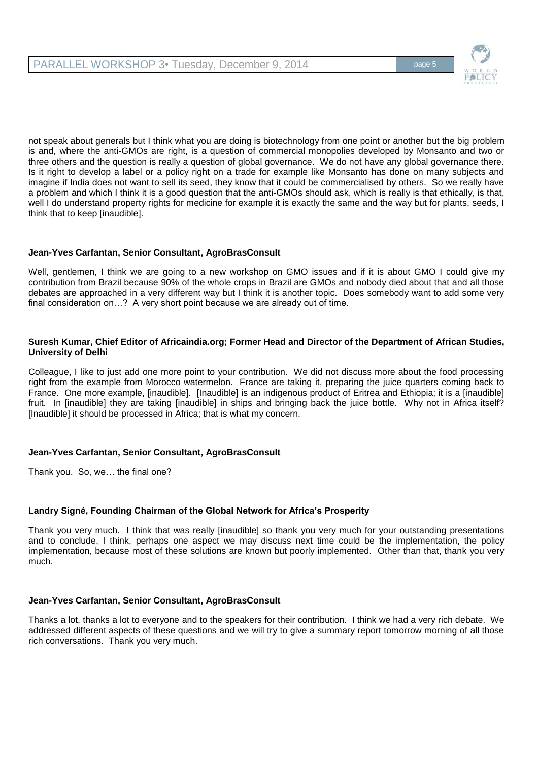not speak about generals but I think what you are doing is biotechnology from one point or another but the big problem is and, where the anti-GMOs are right, is a question of commercial monopolies developed by Monsanto and two or three others and the question is really a question of global governance. We do not have any global governance there. Is it right to develop a label or a policy right on a trade for example like Monsanto has done on many subjects and imagine if India does not want to sell its seed, they know that it could be commercialised by others. So we really have a problem and which I think it is a good question that the anti-GMOs should ask, which is really is that ethically, is that, well I do understand property rights for medicine for example it is exactly the same and the way but for plants, seeds, I think that to keep [inaudible].

**Jean-Yves Carfantan, Senior Consultant, AgroBrasConsult**

Well, gentlemen, I think we are going to a new workshop on GMO issues and if it is about GMO I could give my contribution from Brazil because 90% of the whole crops in Brazil are GMOs and nobody died about that and all those debates are approached in a very different way but I think it is another topic. Does somebody want to add some very final consideration on…? A very short point because we are already out of time.

**Suresh Kumar, Chief Editor of Africaindia.org; Former Head and Director of the Department of African Studies, University of Delhi**

Colleague, I like to just add one more point to your contribution. We did not discuss more about the food processing right from the example from Morocco watermelon. France are taking it, preparing the juice quarters coming back to France. One more example, [inaudible]. [Inaudible] is an indigenous product of Eritrea and Ethiopia; it is a [inaudible] fruit. In [inaudible] they are taking [inaudible] in ships and bringing back the juice bottle. Why not in Africa itself? [Inaudible] it should be processed in Africa; that is what my concern.

**Jean-Yves Carfantan, Senior Consultant, AgroBrasConsult**

Thank you. So, we… the final one?

**Landry Signé, Founding Chairman of the Global Network for Africa's Prosperity**

Thank you very much. I think that was really [inaudible] so thank you very much for your outstanding presentations and to conclude, I think, perhaps one aspect we may discuss next time could be the implementation, the policy implementation, because most of these solutions are known but poorly implemented. Other than that, thank you very much.

**Jean-Yves Carfantan, Senior Consultant, AgroBrasConsult**

Thanks a lot, thanks a lot to everyone and to the speakers for their contribution. I think we had a very rich debate. We addressed different aspects of these questions and we will try to give a summary report tomorrow morning of all those rich conversations. Thank you very much.